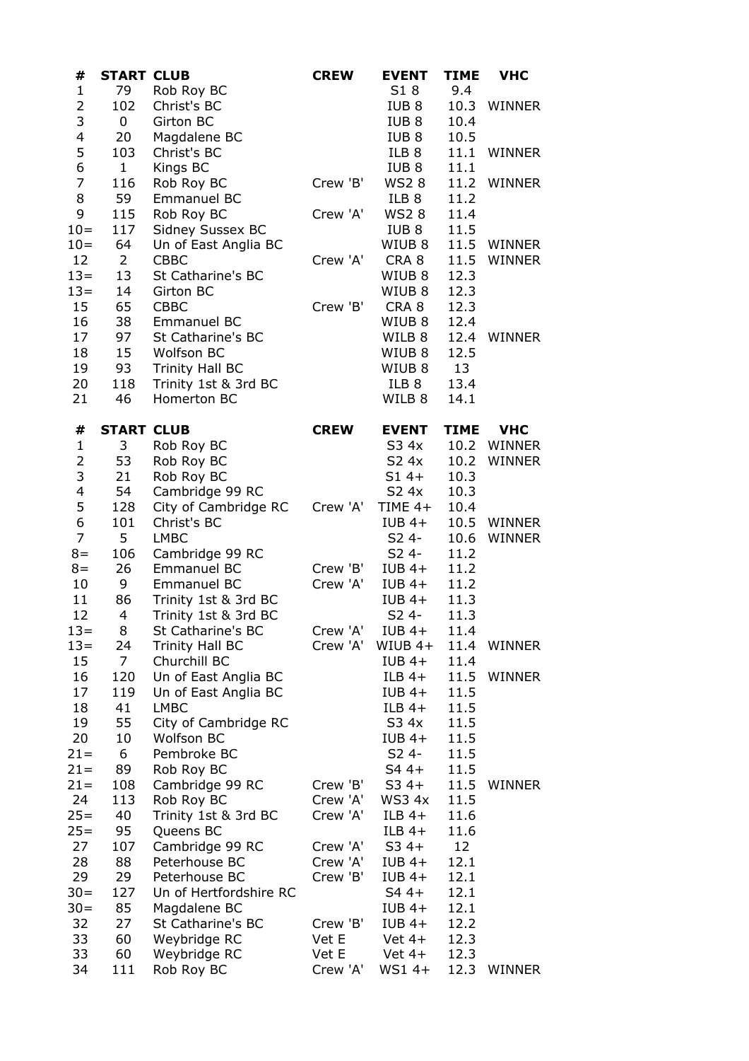| # | START | CLUB | CREW | EVENT | TIME | VHC |
|---|---|---|---|---|---|---|
| 1 | 79 | Rob Roy BC | | S1 8 | 9.4 | |
| 2 | 102 | Christ's BC | | IUB 8 | 10.3 | WINNER |
| 3 | 0 | Girton BC | | IUB 8 | 10.4 | |
| 4 | 20 | Magdalene BC | | IUB 8 | 10.5 | |
| 5 | 103 | Christ's BC | | ILB 8 | 11.1 | WINNER |
| 6 | 1 | Kings BC | | IUB 8 | 11.1 | |
| 7 | 116 | Rob Roy BC | Crew 'B' | WS2 8 | 11.2 | WINNER |
| 8 | 59 | Emmanuel BC | | ILB 8 | 11.2 | |
| 9 | 115 | Rob Roy BC | Crew 'A' | WS2 8 | 11.4 | |
| 10= | 117 | Sidney Sussex BC | | IUB 8 | 11.5 | |
| 10= | 64 | Un of East Anglia BC | | WIUB 8 | 11.5 | WINNER |
| 12 | 2 | CBBC | Crew 'A' | CRA 8 | 11.5 | WINNER |
| 13= | 13 | St Catharine's BC | | WIUB 8 | 12.3 | |
| 13= | 14 | Girton BC | | WIUB 8 | 12.3 | |
| 15 | 65 | CBBC | Crew 'B' | CRA 8 | 12.3 | |
| 16 | 38 | Emmanuel BC | | WIUB 8 | 12.4 | |
| 17 | 97 | St Catharine's BC | | WILB 8 | 12.4 | WINNER |
| 18 | 15 | Wolfson BC | | WIUB 8 | 12.5 | |
| 19 | 93 | Trinity Hall BC | | WIUB 8 | 13 | |
| 20 | 118 | Trinity 1st & 3rd BC | | ILB 8 | 13.4 | |
| 21 | 46 | Homerton BC | | WILB 8 | 14.1 | |

| # | START | CLUB | CREW | EVENT | TIME | VHC |
|---|---|---|---|---|---|---|
| 1 | 3 | Rob Roy BC | | S3 4x | 10.2 | WINNER |
| 2 | 53 | Rob Roy BC | | S2 4x | 10.2 | WINNER |
| 3 | 21 | Rob Roy BC | | S1 4+ | 10.3 | |
| 4 | 54 | Cambridge 99 RC | | S2 4x | 10.3 | |
| 5 | 128 | City of Cambridge RC | Crew 'A' | TIME 4+ | 10.4 | |
| 6 | 101 | Christ's BC | | IUB 4+ | 10.5 | WINNER |
| 7 | 5 | LMBC | | S2 4- | 10.6 | WINNER |
| 8= | 106 | Cambridge 99 RC | | S2 4- | 11.2 | |
| 8= | 26 | Emmanuel BC | Crew 'B' | IUB 4+ | 11.2 | |
| 10 | 9 | Emmanuel BC | Crew 'A' | IUB 4+ | 11.2 | |
| 11 | 86 | Trinity 1st & 3rd BC | | IUB 4+ | 11.3 | |
| 12 | 4 | Trinity 1st & 3rd BC | | S2 4- | 11.3 | |
| 13= | 8 | St Catharine's BC | Crew 'A' | IUB 4+ | 11.4 | |
| 13= | 24 | Trinity Hall BC | Crew 'A' | WIUB 4+ | 11.4 | WINNER |
| 15 | 7 | Churchill BC | | IUB 4+ | 11.4 | |
| 16 | 120 | Un of East Anglia BC | | ILB 4+ | 11.5 | WINNER |
| 17 | 119 | Un of East Anglia BC | | IUB 4+ | 11.5 | |
| 18 | 41 | LMBC | | ILB 4+ | 11.5 | |
| 19 | 55 | City of Cambridge RC | | S3 4x | 11.5 | |
| 20 | 10 | Wolfson BC | | IUB 4+ | 11.5 | |
| 21= | 6 | Pembroke BC | | S2 4- | 11.5 | |
| 21= | 89 | Rob Roy BC | | S4 4+ | 11.5 | |
| 21= | 108 | Cambridge 99 RC | Crew 'B' | S3 4+ | 11.5 | WINNER |
| 24 | 113 | Rob Roy BC | Crew 'A' | WS3 4x | 11.5 | |
| 25= | 40 | Trinity 1st & 3rd BC | Crew 'A' | ILB 4+ | 11.6 | |
| 25= | 95 | Queens BC | | ILB 4+ | 11.6 | |
| 27 | 107 | Cambridge 99 RC | Crew 'A' | S3 4+ | 12 | |
| 28 | 88 | Peterhouse BC | Crew 'A' | IUB 4+ | 12.1 | |
| 29 | 29 | Peterhouse BC | Crew 'B' | IUB 4+ | 12.1 | |
| 30= | 127 | Un of Hertfordshire RC | | S4 4+ | 12.1 | |
| 30= | 85 | Magdalene BC | | IUB 4+ | 12.1 | |
| 32 | 27 | St Catharine's BC | Crew 'B' | IUB 4+ | 12.2 | |
| 33 | 60 | Weybridge RC | Vet E | Vet 4+ | 12.3 | |
| 33 | 60 | Weybridge RC | Vet E | Vet 4+ | 12.3 | |
| 34 | 111 | Rob Roy BC | Crew 'A' | WS1 4+ | 12.3 | WINNER |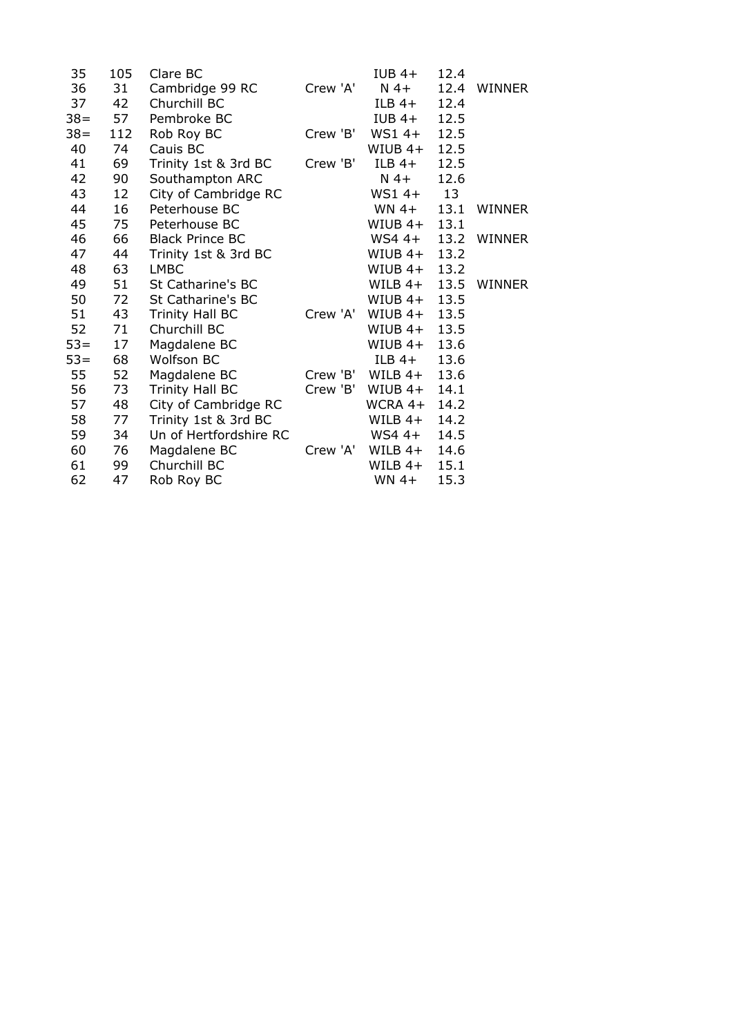| | | | | | | |
|---|---|---|---|---|---|---|
| 35 | 105 | Clare BC | | IUB 4+ | 12.4 | |
| 36 | 31 | Cambridge 99 RC | Crew 'A' | N 4+ | 12.4 | WINNER |
| 37 | 42 | Churchill BC | | ILB 4+ | 12.4 | |
| 38= | 57 | Pembroke BC | | IUB 4+ | 12.5 | |
| 38= | 112 | Rob Roy BC | Crew 'B' | WS1 4+ | 12.5 | |
| 40 | 74 | Cauis BC | | WIUB 4+ | 12.5 | |
| 41 | 69 | Trinity 1st & 3rd BC | Crew 'B' | ILB 4+ | 12.5 | |
| 42 | 90 | Southampton ARC | | N 4+ | 12.6 | |
| 43 | 12 | City of Cambridge RC | | WS1 4+ | 13 | |
| 44 | 16 | Peterhouse BC | | WN 4+ | 13.1 | WINNER |
| 45 | 75 | Peterhouse BC | | WIUB 4+ | 13.1 | |
| 46 | 66 | Black Prince BC | | WS4 4+ | 13.2 | WINNER |
| 47 | 44 | Trinity 1st & 3rd BC | | WIUB 4+ | 13.2 | |
| 48 | 63 | LMBC | | WIUB 4+ | 13.2 | |
| 49 | 51 | St Catharine's BC | | WILB 4+ | 13.5 | WINNER |
| 50 | 72 | St Catharine's BC | | WIUB 4+ | 13.5 | |
| 51 | 43 | Trinity Hall BC | Crew 'A' | WIUB 4+ | 13.5 | |
| 52 | 71 | Churchill BC | | WIUB 4+ | 13.5 | |
| 53= | 17 | Magdalene BC | | WIUB 4+ | 13.6 | |
| 53= | 68 | Wolfson BC | | ILB 4+ | 13.6 | |
| 55 | 52 | Magdalene BC | Crew 'B' | WILB 4+ | 13.6 | |
| 56 | 73 | Trinity Hall BC | Crew 'B' | WIUB 4+ | 14.1 | |
| 57 | 48 | City of Cambridge RC | | WCRA 4+ | 14.2 | |
| 58 | 77 | Trinity 1st & 3rd BC | | WILB 4+ | 14.2 | |
| 59 | 34 | Un of Hertfordshire RC | | WS4 4+ | 14.5 | |
| 60 | 76 | Magdalene BC | Crew 'A' | WILB 4+ | 14.6 | |
| 61 | 99 | Churchill BC | | WILB 4+ | 15.1 | |
| 62 | 47 | Rob Roy BC | | WN 4+ | 15.3 | |